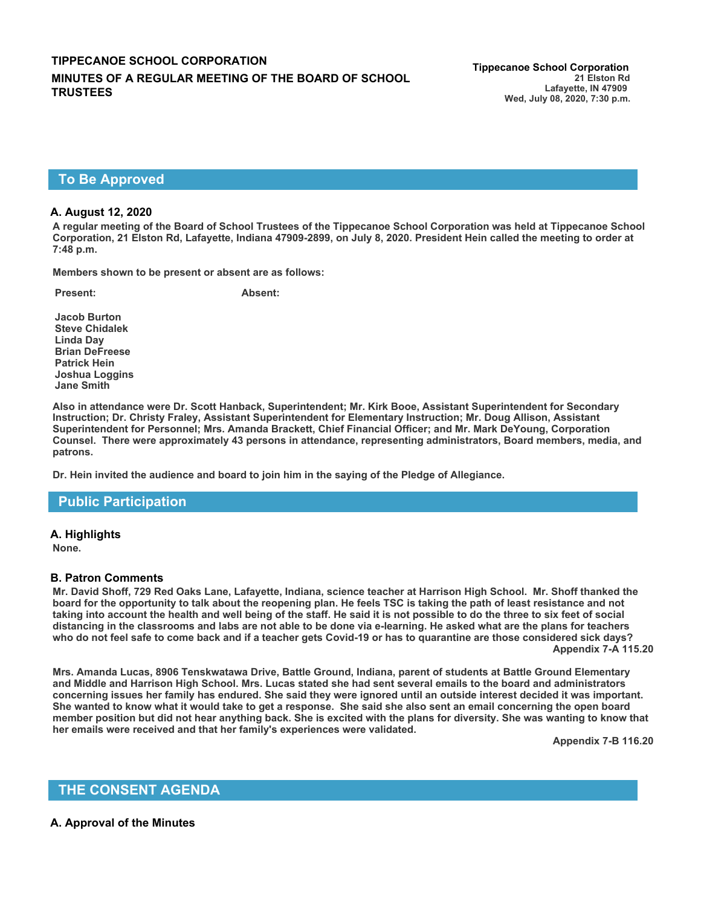**TIPPECANOE SCHOOL CORPORATION**

**MINUTES OF A REGULAR MEETING OF THE BOARD OF SCHOOL TRUSTEES**

**Tippecanoe School Corporation**
21 Elston Rd
Lafayette, IN 47909
Wed, July 08, 2020, 7:30 p.m.

## To Be Approved

### A. August 12, 2020

A regular meeting of the Board of School Trustees of the Tippecanoe School Corporation was held at Tippecanoe School Corporation, 21 Elston Rd, Lafayette, Indiana 47909-2899, on July 8, 2020. President Hein called the meeting to order at 7:48 p.m.

Members shown to be present or absent are as follows:

| Present: | Absent: |
|---|---|
| Jacob Burton | |
| Steve Chidalek | |
| Linda Day | |
| Brian DeFreese | |
| Patrick Hein | |
| Joshua Loggins | |
| Jane Smith | |

Also in attendance were Dr. Scott Hanback, Superintendent; Mr. Kirk Booe, Assistant Superintendent for Secondary Instruction; Dr. Christy Fraley, Assistant Superintendent for Elementary Instruction; Mr. Doug Allison, Assistant Superintendent for Personnel; Mrs. Amanda Brackett, Chief Financial Officer; and Mr. Mark DeYoung, Corporation Counsel. There were approximately 43 persons in attendance, representing administrators, Board members, media, and patrons.

Dr. Hein invited the audience and board to join him in the saying of the Pledge of Allegiance.

## Public Participation

### A. Highlights

None.

### B. Patron Comments

Mr. David Shoff, 729 Red Oaks Lane, Lafayette, Indiana, science teacher at Harrison High School. Mr. Shoff thanked the board for the opportunity to talk about the reopening plan. He feels TSC is taking the path of least resistance and not taking into account the health and well being of the staff. He said it is not possible to do the three to six feet of social distancing in the classrooms and labs are not able to be done via e-learning. He asked what are the plans for teachers who do not feel safe to come back and if a teacher gets Covid-19 or has to quarantine are those considered sick days?

Appendix 7-A 115.20

Mrs. Amanda Lucas, 8906 Tenskwatawa Drive, Battle Ground, Indiana, parent of students at Battle Ground Elementary and Middle and Harrison High School. Mrs. Lucas stated she had sent several emails to the board and administrators concerning issues her family has endured. She said they were ignored until an outside interest decided it was important. She wanted to know what it would take to get a response. She said she also sent an email concerning the open board member position but did not hear anything back. She is excited with the plans for diversity. She was wanting to know that her emails were received and that her family's experiences were validated.

Appendix 7-B 116.20

## THE CONSENT AGENDA

### A. Approval of the Minutes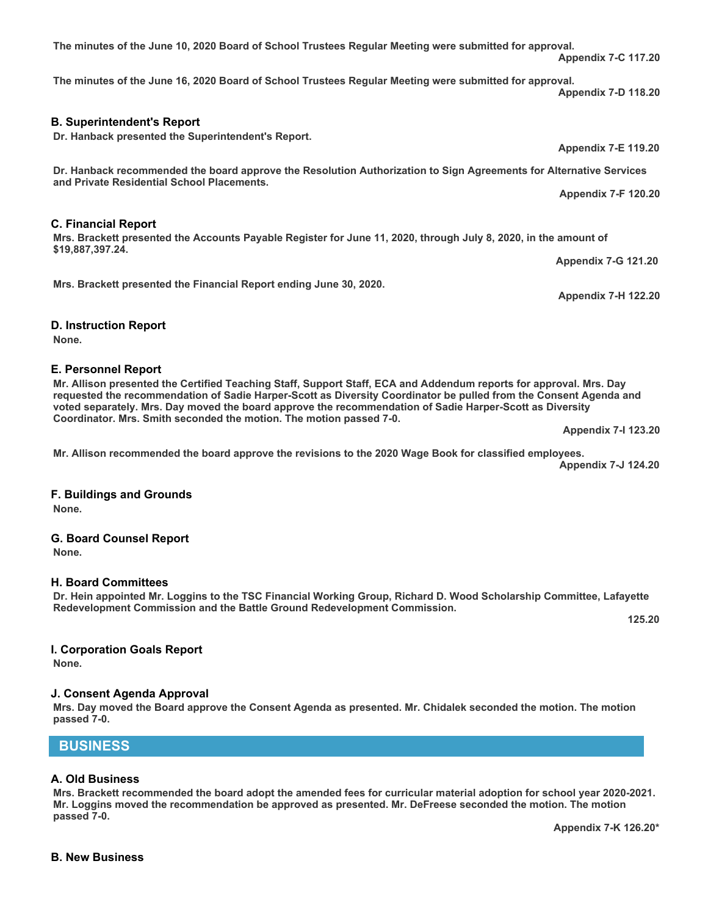**The minutes of the June 10, 2020 Board of School Trustees Regular Meeting were submitted for approval.**

**Appendix 7-C 117.20**

**The minutes of the June 16, 2020 Board of School Trustees Regular Meeting were submitted for approval.**

**Appendix 7-D 118.20**

### B. Superintendent's Report

**Dr. Hanback presented the Superintendent's Report.**

**Appendix 7-E 119.20**

**Dr. Hanback recommended the board approve the Resolution Authorization to Sign Agreements for Alternative Services and Private Residential School Placements.**

**Appendix 7-F 120.20**

### C. Financial Report

**Mrs. Brackett presented the Accounts Payable Register for June 11, 2020, through July 8, 2020, in the amount of $19,887,397.24.**

**Appendix 7-G 121.20**

**Mrs. Brackett presented the Financial Report ending June 30, 2020.**

**Appendix 7-H 122.20**

### D. Instruction Report

**None.**

### E. Personnel Report

**Mr. Allison presented the Certified Teaching Staff, Support Staff, ECA and Addendum reports for approval. Mrs. Day requested the recommendation of Sadie Harper-Scott as Diversity Coordinator be pulled from the Consent Agenda and voted separately. Mrs. Day moved the board approve the recommendation of Sadie Harper-Scott as Diversity Coordinator. Mrs. Smith seconded the motion. The motion passed 7-0.**

**Appendix 7-I 123.20**

**Mr. Allison recommended the board approve the revisions to the 2020 Wage Book for classified employees.**

**Appendix 7-J 124.20**

### F. Buildings and Grounds

**None.**

### G. Board Counsel Report

**None.**

### H. Board Committees

**Dr. Hein appointed Mr. Loggins to the TSC Financial Working Group, Richard D. Wood Scholarship Committee, Lafayette Redevelopment Commission and the Battle Ground Redevelopment Commission.**

**125.20**

### I. Corporation Goals Report

**None.**

### J. Consent Agenda Approval

**Mrs. Day moved the Board approve the Consent Agenda as presented. Mr. Chidalek seconded the motion. The motion passed 7-0.**

## BUSINESS

### A. Old Business

**Mrs. Brackett recommended the board adopt the amended fees for curricular material adoption for school year 2020-2021. Mr. Loggins moved the recommendation be approved as presented. Mr. DeFreese seconded the motion. The motion passed 7-0.**

**Appendix 7-K 126.20***

### B. New Business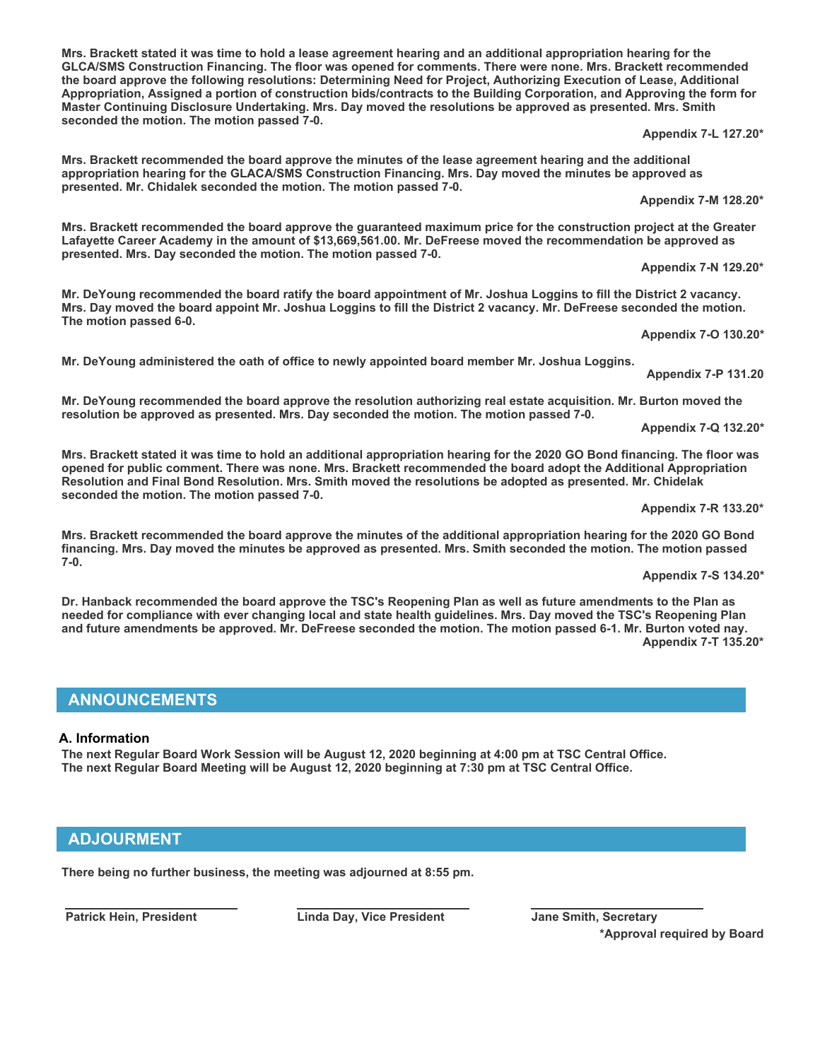**Mrs. Brackett stated it was time to hold a lease agreement hearing and an additional appropriation hearing for the GLCA/SMS Construction Financing. The floor was opened for comments. There were none. Mrs. Brackett recommended the board approve the following resolutions: Determining Need for Project, Authorizing Execution of Lease, Additional Appropriation, Assigned a portion of construction bids/contracts to the Building Corporation, and Approving the form for Master Continuing Disclosure Undertaking. Mrs. Day moved the resolutions be approved as presented. Mrs. Smith seconded the motion. The motion passed 7-0.**

**Appendix 7-L 127.20***

**Mrs. Brackett recommended the board approve the minutes of the lease agreement hearing and the additional appropriation hearing for the GLACA/SMS Construction Financing. Mrs. Day moved the minutes be approved as presented. Mr. Chidalek seconded the motion. The motion passed 7-0.**

**Appendix 7-M 128.20***

**Mrs. Brackett recommended the board approve the guaranteed maximum price for the construction project at the Greater Lafayette Career Academy in the amount of $13,669,561.00. Mr. DeFreese moved the recommendation be approved as presented. Mrs. Day seconded the motion. The motion passed 7-0.**

**Appendix 7-N 129.20***

**Mr. DeYoung recommended the board ratify the board appointment of Mr. Joshua Loggins to fill the District 2 vacancy. Mrs. Day moved the board appoint Mr. Joshua Loggins to fill the District 2 vacancy. Mr. DeFreese seconded the motion. The motion passed 6-0.**

**Appendix 7-O 130.20***

**Mr. DeYoung administered the oath of office to newly appointed board member Mr. Joshua Loggins.**

**Appendix 7-P 131.20**

**Mr. DeYoung recommended the board approve the resolution authorizing real estate acquisition. Mr. Burton moved the resolution be approved as presented. Mrs. Day seconded the motion. The motion passed 7-0.**

**Appendix 7-Q 132.20***

**Mrs. Brackett stated it was time to hold an additional appropriation hearing for the 2020 GO Bond financing. The floor was opened for public comment. There was none. Mrs. Brackett recommended the board adopt the Additional Appropriation Resolution and Final Bond Resolution. Mrs. Smith moved the resolutions be adopted as presented. Mr. Chidelak seconded the motion. The motion passed 7-0.**

**Appendix 7-R 133.20***

**Mrs. Brackett recommended the board approve the minutes of the additional appropriation hearing for the 2020 GO Bond financing. Mrs. Day moved the minutes be approved as presented. Mrs. Smith seconded the motion. The motion passed 7-0.**

**Appendix 7-S 134.20***

**Dr. Hanback recommended the board approve the TSC's Reopening Plan as well as future amendments to the Plan as needed for compliance with ever changing local and state health guidelines. Mrs. Day moved the TSC's Reopening Plan and future amendments be approved. Mr. DeFreese seconded the motion. The motion passed 6-1. Mr. Burton voted nay.**

**Appendix 7-T 135.20***

## ANNOUNCEMENTS

### A. Information

**The next Regular Board Work Session will be August 12, 2020 beginning at 4:00 pm at TSC Central Office.**
**The next Regular Board Meeting will be August 12, 2020 beginning at 7:30 pm at TSC Central Office.**

## ADJOURMENT

**There being no further business, the meeting was adjourned at 8:55 pm.**

| | | |
|---|---|---|
| **Patrick Hein, President** | **Linda Day, Vice President** | **Jane Smith, Secretary** |

**\*Approval required by Board**